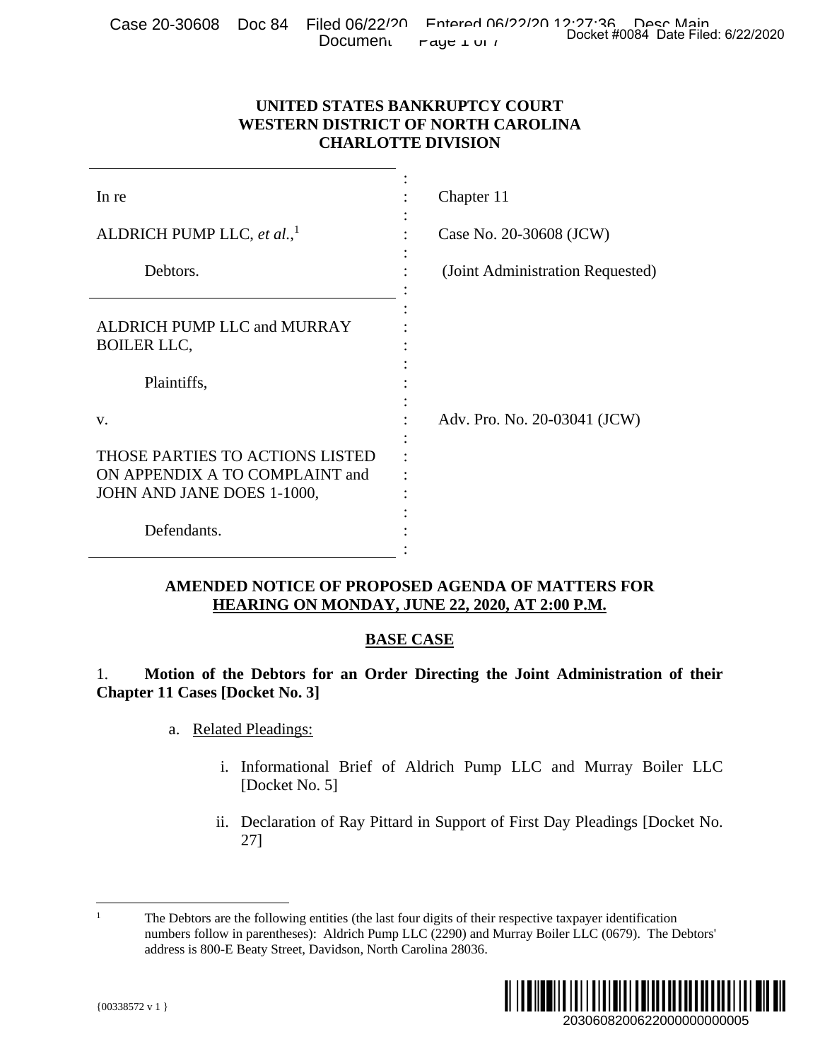UNITED STATES BANKRUPTCY COURT
WESTERN DISTRICT OF NORTH CAROLINA
CHARLOTTE DIVISION

| | | |
|---|---|---|
| In re | : | Chapter 11 |
| ALDRICH PUMP LLC, *et al.*,[1] | : | Case No. 20-30608 (JCW) |
| Debtors. | : | (Joint Administration Requested) |
| ALDRICH PUMP LLC and MURRAY BOILER LLC, | : | |
| Plaintiffs, | : | |
| v. | : | Adv. Pro. No. 20-03041 (JCW) |
| THOSE PARTIES TO ACTIONS LISTED ON APPENDIX A TO COMPLAINT and JOHN AND JANE DOES 1-1000, | : | |
| Defendants. | : | |

## AMENDED NOTICE OF PROPOSED AGENDA OF MATTERS FOR HEARING ON MONDAY, JUNE 22, 2020, AT 2:00 P.M.

### BASE CASE

1. **Motion of the Debtors for an Order Directing the Joint Administration of their Chapter 11 Cases [Docket No. 3]**

   a. Related Pleadings:

      i. Informational Brief of Aldrich Pump LLC and Murray Boiler LLC [Docket No. 5]

      ii. Declaration of Ray Pittard in Support of First Day Pleadings [Docket No. 27]

---

[1] The Debtors are the following entities (the last four digits of their respective taxpayer identification numbers follow in parentheses): Aldrich Pump LLC (2290) and Murray Boiler LLC (0679). The Debtors' address is 800-E Beaty Street, Davidson, North Carolina 28036.

{00338572 v 1 }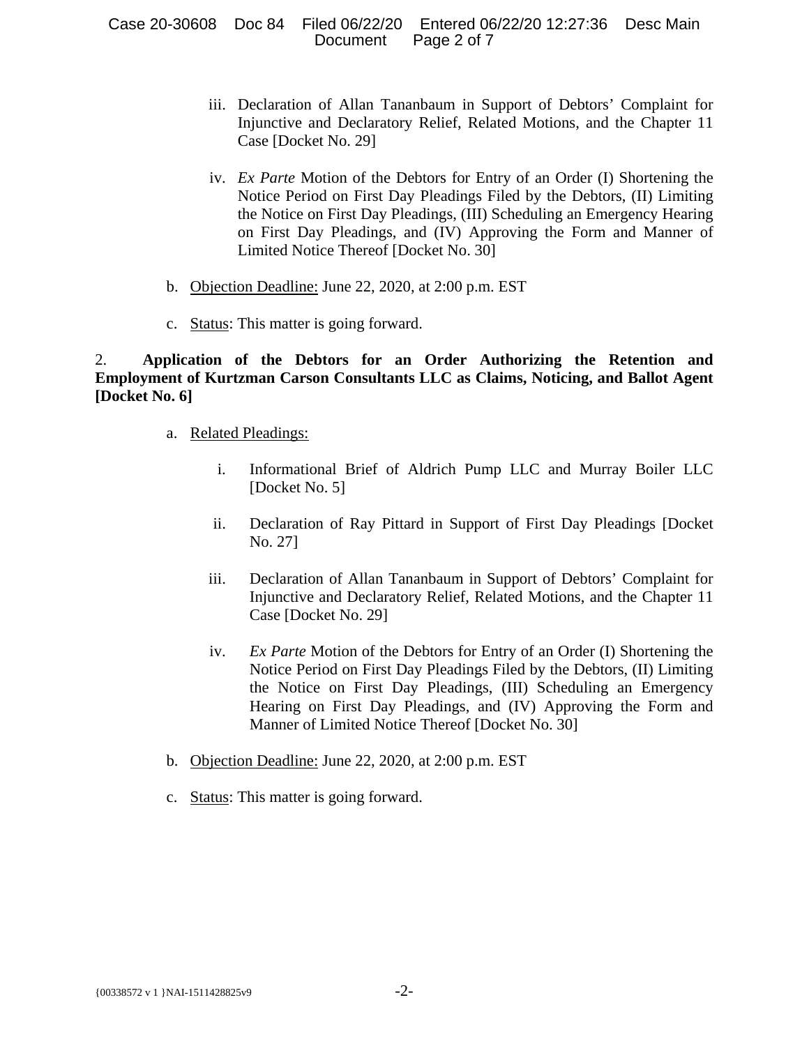iii. Declaration of Allan Tananbaum in Support of Debtors' Complaint for Injunctive and Declaratory Relief, Related Motions, and the Chapter 11 Case [Docket No. 29]

iv. *Ex Parte* Motion of the Debtors for Entry of an Order (I) Shortening the Notice Period on First Day Pleadings Filed by the Debtors, (II) Limiting the Notice on First Day Pleadings, (III) Scheduling an Emergency Hearing on First Day Pleadings, and (IV) Approving the Form and Manner of Limited Notice Thereof [Docket No. 30]

b. Objection Deadline: June 22, 2020, at 2:00 p.m. EST

c. Status: This matter is going forward.

2. **Application of the Debtors for an Order Authorizing the Retention and Employment of Kurtzman Carson Consultants LLC as Claims, Noticing, and Ballot Agent [Docket No. 6]**

a. Related Pleadings:

i. Informational Brief of Aldrich Pump LLC and Murray Boiler LLC [Docket No. 5]

ii. Declaration of Ray Pittard in Support of First Day Pleadings [Docket No. 27]

iii. Declaration of Allan Tananbaum in Support of Debtors' Complaint for Injunctive and Declaratory Relief, Related Motions, and the Chapter 11 Case [Docket No. 29]

iv. *Ex Parte* Motion of the Debtors for Entry of an Order (I) Shortening the Notice Period on First Day Pleadings Filed by the Debtors, (II) Limiting the Notice on First Day Pleadings, (III) Scheduling an Emergency Hearing on First Day Pleadings, and (IV) Approving the Form and Manner of Limited Notice Thereof [Docket No. 30]

b. Objection Deadline: June 22, 2020, at 2:00 p.m. EST

c. Status: This matter is going forward.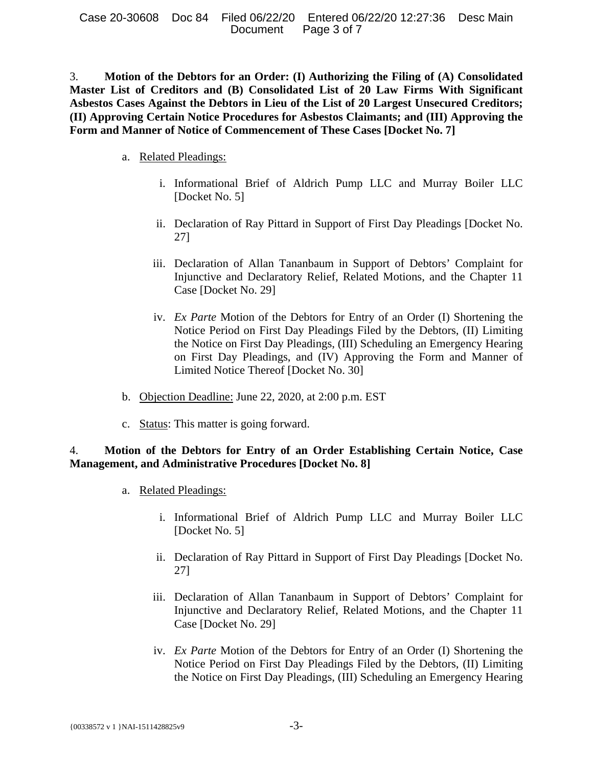3. **Motion of the Debtors for an Order: (I) Authorizing the Filing of (A) Consolidated Master List of Creditors and (B) Consolidated List of 20 Law Firms With Significant Asbestos Cases Against the Debtors in Lieu of the List of 20 Largest Unsecured Creditors; (II) Approving Certain Notice Procedures for Asbestos Claimants; and (III) Approving the Form and Manner of Notice of Commencement of These Cases [Docket No. 7]**

a. Related Pleadings:

i. Informational Brief of Aldrich Pump LLC and Murray Boiler LLC [Docket No. 5]

ii. Declaration of Ray Pittard in Support of First Day Pleadings [Docket No. 27]

iii. Declaration of Allan Tananbaum in Support of Debtors' Complaint for Injunctive and Declaratory Relief, Related Motions, and the Chapter 11 Case [Docket No. 29]

iv. *Ex Parte* Motion of the Debtors for Entry of an Order (I) Shortening the Notice Period on First Day Pleadings Filed by the Debtors, (II) Limiting the Notice on First Day Pleadings, (III) Scheduling an Emergency Hearing on First Day Pleadings, and (IV) Approving the Form and Manner of Limited Notice Thereof [Docket No. 30]

b. Objection Deadline: June 22, 2020, at 2:00 p.m. EST

c. Status: This matter is going forward.

4. **Motion of the Debtors for Entry of an Order Establishing Certain Notice, Case Management, and Administrative Procedures [Docket No. 8]**

a. Related Pleadings:

i. Informational Brief of Aldrich Pump LLC and Murray Boiler LLC [Docket No. 5]

ii. Declaration of Ray Pittard in Support of First Day Pleadings [Docket No. 27]

iii. Declaration of Allan Tananbaum in Support of Debtors' Complaint for Injunctive and Declaratory Relief, Related Motions, and the Chapter 11 Case [Docket No. 29]

iv. *Ex Parte* Motion of the Debtors for Entry of an Order (I) Shortening the Notice Period on First Day Pleadings Filed by the Debtors, (II) Limiting the Notice on First Day Pleadings, (III) Scheduling an Emergency Hearing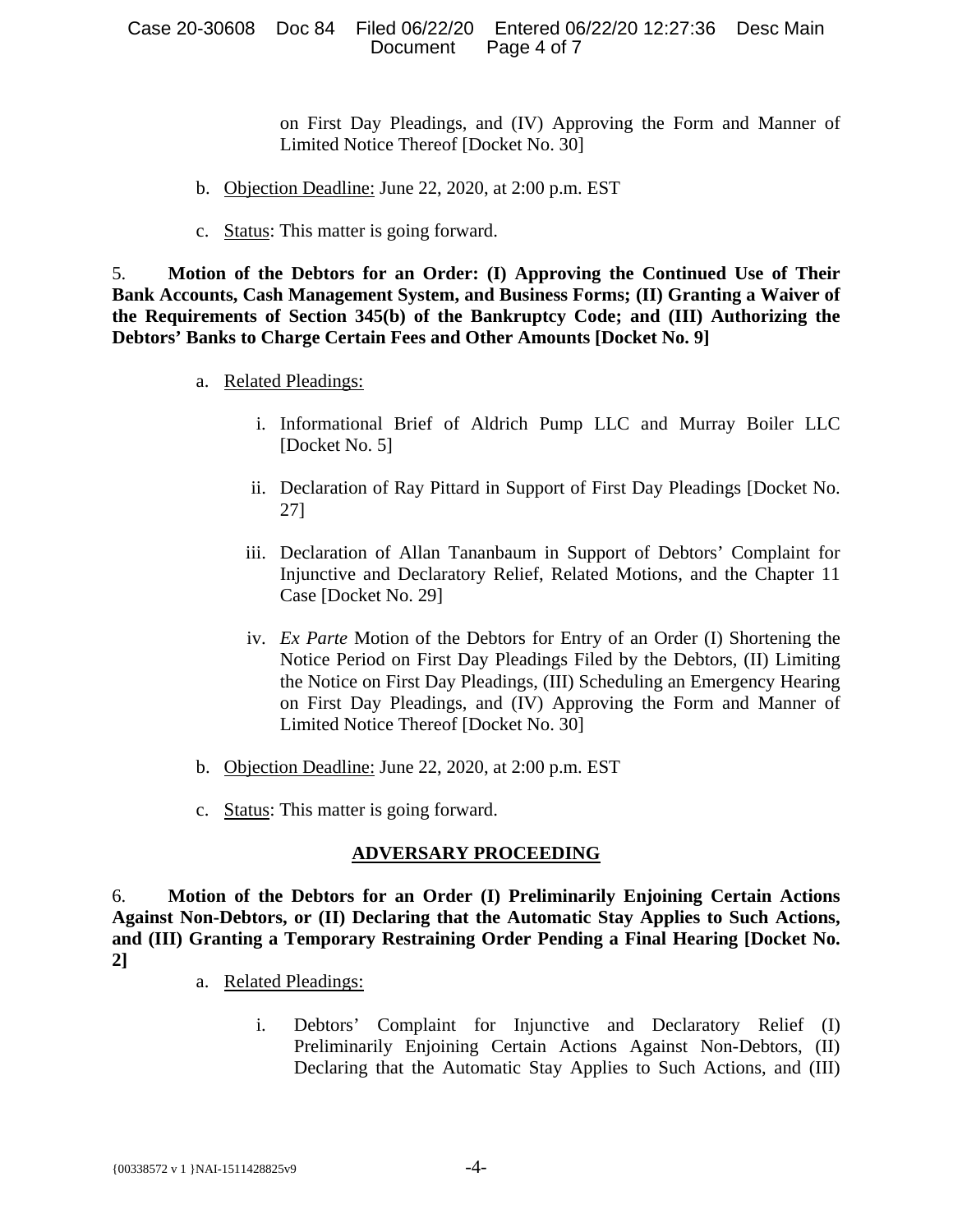on First Day Pleadings, and (IV) Approving the Form and Manner of Limited Notice Thereof [Docket No. 30]

b. Objection Deadline: June 22, 2020, at 2:00 p.m. EST

c. Status: This matter is going forward.

5. **Motion of the Debtors for an Order: (I) Approving the Continued Use of Their Bank Accounts, Cash Management System, and Business Forms; (II) Granting a Waiver of the Requirements of Section 345(b) of the Bankruptcy Code; and (III) Authorizing the Debtors' Banks to Charge Certain Fees and Other Amounts [Docket No. 9]**

a. Related Pleadings:

i. Informational Brief of Aldrich Pump LLC and Murray Boiler LLC [Docket No. 5]

ii. Declaration of Ray Pittard in Support of First Day Pleadings [Docket No. 27]

iii. Declaration of Allan Tananbaum in Support of Debtors' Complaint for Injunctive and Declaratory Relief, Related Motions, and the Chapter 11 Case [Docket No. 29]

iv. *Ex Parte* Motion of the Debtors for Entry of an Order (I) Shortening the Notice Period on First Day Pleadings Filed by the Debtors, (II) Limiting the Notice on First Day Pleadings, (III) Scheduling an Emergency Hearing on First Day Pleadings, and (IV) Approving the Form and Manner of Limited Notice Thereof [Docket No. 30]

b. Objection Deadline: June 22, 2020, at 2:00 p.m. EST

c. Status: This matter is going forward.

## ADVERSARY PROCEEDING

6. **Motion of the Debtors for an Order (I) Preliminarily Enjoining Certain Actions Against Non-Debtors, or (II) Declaring that the Automatic Stay Applies to Such Actions, and (III) Granting a Temporary Restraining Order Pending a Final Hearing [Docket No. 2]**

a. Related Pleadings:

i. Debtors' Complaint for Injunctive and Declaratory Relief (I) Preliminarily Enjoining Certain Actions Against Non-Debtors, (II) Declaring that the Automatic Stay Applies to Such Actions, and (III)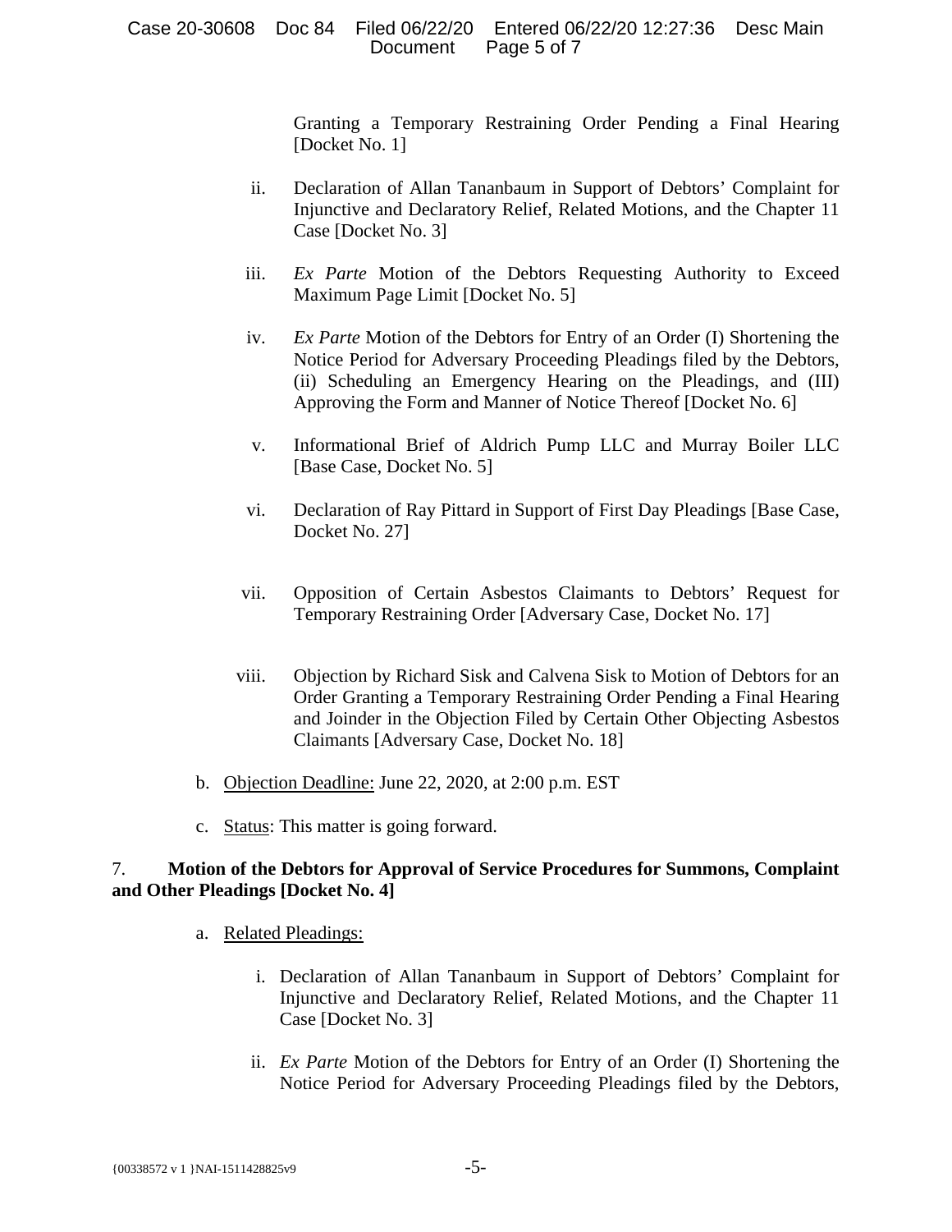Granting a Temporary Restraining Order Pending a Final Hearing [Docket No. 1]

ii. Declaration of Allan Tananbaum in Support of Debtors' Complaint for Injunctive and Declaratory Relief, Related Motions, and the Chapter 11 Case [Docket No. 3]

iii. *Ex Parte* Motion of the Debtors Requesting Authority to Exceed Maximum Page Limit [Docket No. 5]

iv. *Ex Parte* Motion of the Debtors for Entry of an Order (I) Shortening the Notice Period for Adversary Proceeding Pleadings filed by the Debtors, (ii) Scheduling an Emergency Hearing on the Pleadings, and (III) Approving the Form and Manner of Notice Thereof [Docket No. 6]

v. Informational Brief of Aldrich Pump LLC and Murray Boiler LLC [Base Case, Docket No. 5]

vi. Declaration of Ray Pittard in Support of First Day Pleadings [Base Case, Docket No. 27]

vii. Opposition of Certain Asbestos Claimants to Debtors' Request for Temporary Restraining Order [Adversary Case, Docket No. 17]

viii. Objection by Richard Sisk and Calvena Sisk to Motion of Debtors for an Order Granting a Temporary Restraining Order Pending a Final Hearing and Joinder in the Objection Filed by Certain Other Objecting Asbestos Claimants [Adversary Case, Docket No. 18]

b. Objection Deadline: June 22, 2020, at 2:00 p.m. EST

c. Status: This matter is going forward.

7. **Motion of the Debtors for Approval of Service Procedures for Summons, Complaint and Other Pleadings [Docket No. 4]**

a. Related Pleadings:

i. Declaration of Allan Tananbaum in Support of Debtors' Complaint for Injunctive and Declaratory Relief, Related Motions, and the Chapter 11 Case [Docket No. 3]

ii. *Ex Parte* Motion of the Debtors for Entry of an Order (I) Shortening the Notice Period for Adversary Proceeding Pleadings filed by the Debtors,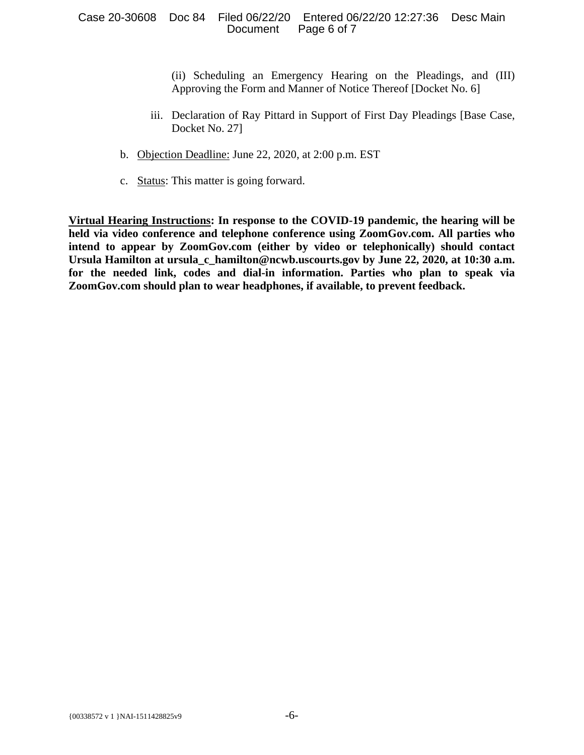(ii) Scheduling an Emergency Hearing on the Pleadings, and (III) Approving the Form and Manner of Notice Thereof [Docket No. 6]

iii. Declaration of Ray Pittard in Support of First Day Pleadings [Base Case, Docket No. 27]

b. Objection Deadline: June 22, 2020, at 2:00 p.m. EST

c. Status: This matter is going forward.

**Virtual Hearing Instructions: In response to the COVID-19 pandemic, the hearing will be held via video conference and telephone conference using ZoomGov.com. All parties who intend to appear by ZoomGov.com (either by video or telephonically) should contact Ursula Hamilton at ursula_c_hamilton@ncwb.uscourts.gov by June 22, 2020, at 10:30 a.m. for the needed link, codes and dial-in information. Parties who plan to speak via ZoomGov.com should plan to wear headphones, if available, to prevent feedback.**

{00338572 v 1 }NAI-1511428825v9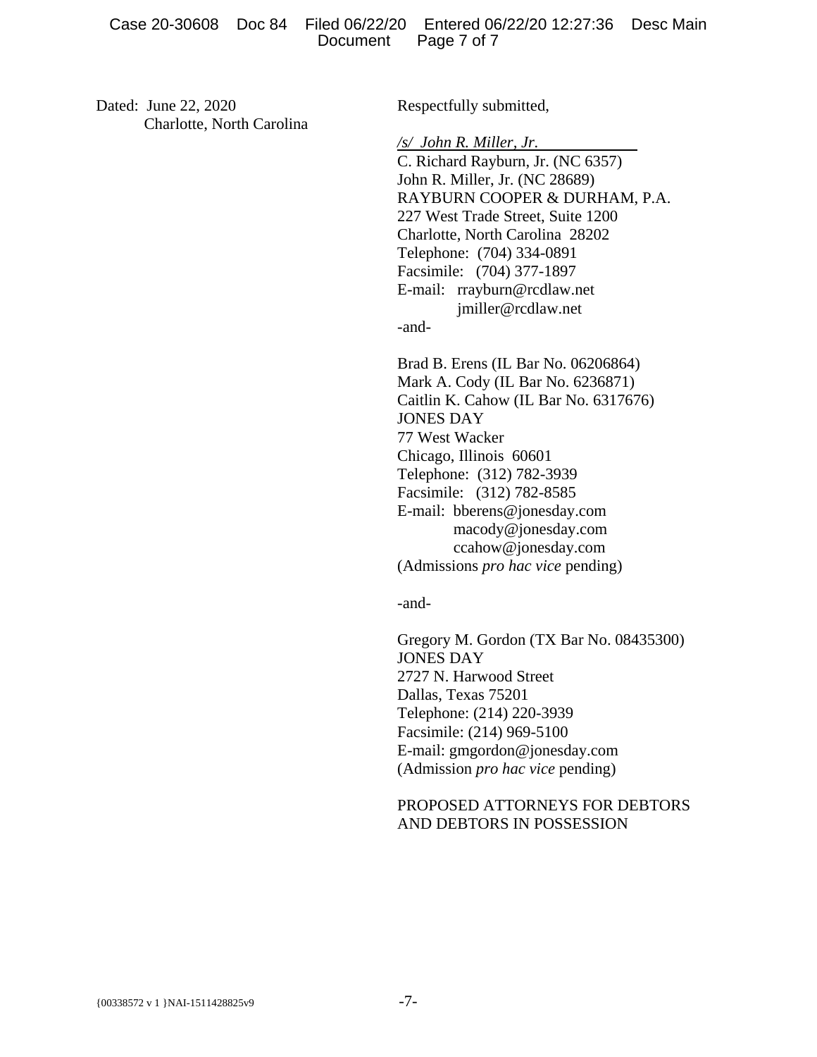Dated: June 22, 2020
Charlotte, North Carolina

Respectfully submitted,

*/s/ John R. Miller, Jr.*
C. Richard Rayburn, Jr. (NC 6357)
John R. Miller, Jr. (NC 28689)
RAYBURN COOPER & DURHAM, P.A.
227 West Trade Street, Suite 1200
Charlotte, North Carolina 28202
Telephone: (704) 334-0891
Facsimile: (704) 377-1897
E-mail: rrayburn@rcdlaw.net
jmiller@rcdlaw.net
-and-

Brad B. Erens (IL Bar No. 06206864)
Mark A. Cody (IL Bar No. 6236871)
Caitlin K. Cahow (IL Bar No. 6317676)
JONES DAY
77 West Wacker
Chicago, Illinois 60601
Telephone: (312) 782-3939
Facsimile: (312) 782-8585
E-mail: bberens@jonesday.com
macody@jonesday.com
ccahow@jonesday.com
(Admissions *pro hac vice* pending)

-and-

Gregory M. Gordon (TX Bar No. 08435300)
JONES DAY
2727 N. Harwood Street
Dallas, Texas 75201
Telephone: (214) 220-3939
Facsimile: (214) 969-5100
E-mail: gmgordon@jonesday.com
(Admission *pro hac vice* pending)

PROPOSED ATTORNEYS FOR DEBTORS AND DEBTORS IN POSSESSION

{00338572 v 1 }NAI-1511428825v9